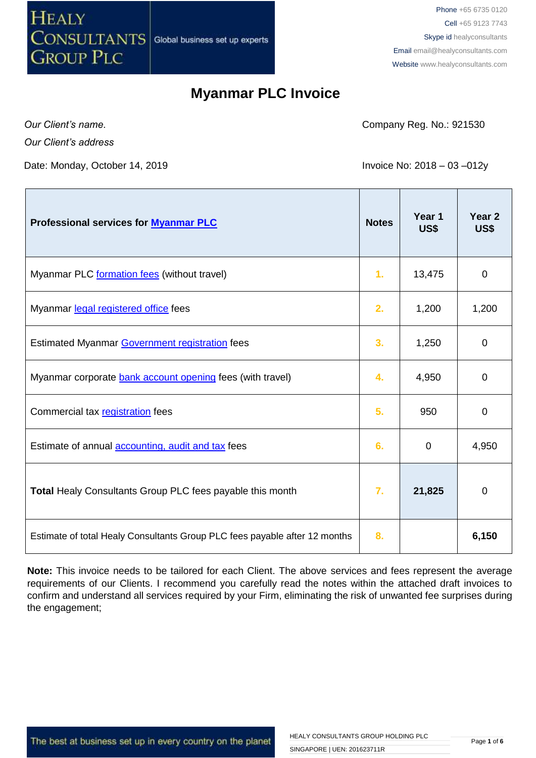HEALY CONSULTANTS GROUP PLC
Global business set up experts

Phone +65 6735 0120
Cell +65 9123 7743
Skype id healyconsultants
Email email@healyconsultants.com
Website www.healyconsultants.com

# Myanmar PLC Invoice

*Our Client's name.*
*Our Client's address*

Company Reg. No.: 921530

Date: Monday, October 14, 2019

Invoice No: 2018 – 03 –012y

| Professional services for Myanmar PLC | Notes | Year 1 US$ | Year 2 US$ |
|---|---|---|---|
| Myanmar PLC formation fees (without travel) | 1. | 13,475 | 0 |
| Myanmar legal registered office fees | 2. | 1,200 | 1,200 |
| Estimated Myanmar Government registration fees | 3. | 1,250 | 0 |
| Myanmar corporate bank account opening fees (with travel) | 4. | 4,950 | 0 |
| Commercial tax registration fees | 5. | 950 | 0 |
| Estimate of annual accounting, audit and tax fees | 6. | 0 | 4,950 |
| **Total** Healy Consultants Group PLC fees payable this month | 7. | **21,825** | 0 |
| Estimate of total Healy Consultants Group PLC fees payable after 12 months | 8. | | **6,150** |

**Note:** This invoice needs to be tailored for each Client. The above services and fees represent the average requirements of our Clients. I recommend you carefully read the notes within the attached draft invoices to confirm and understand all services required by your Firm, eliminating the risk of unwanted fee surprises during the engagement;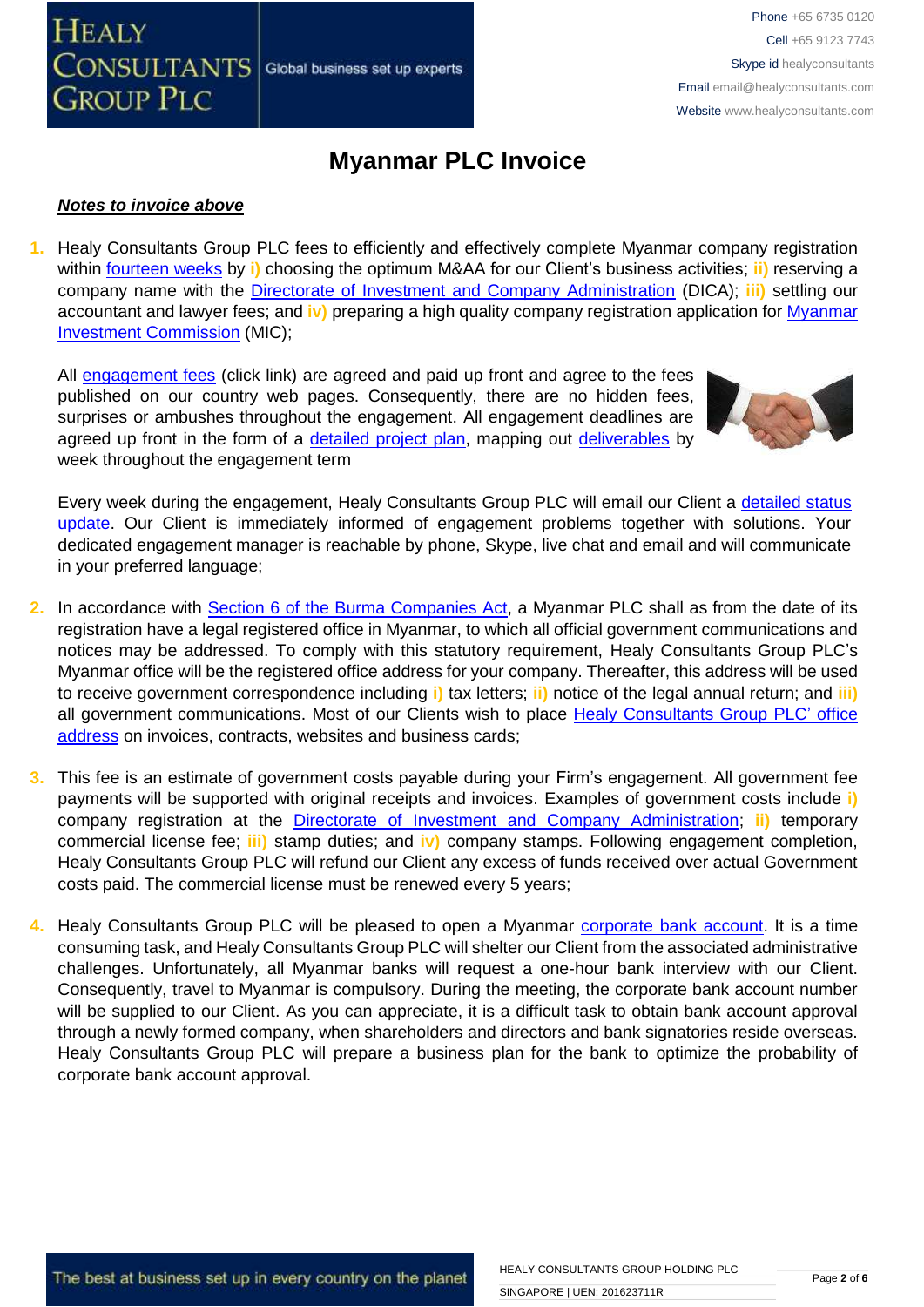# Myanmar PLC Invoice

***Notes to invoice above***

1. Healy Consultants Group PLC fees to efficiently and effectively complete Myanmar company registration within fourteen weeks by **i)** choosing the optimum M&AA for our Client's business activities; **ii)** reserving a company name with the Directorate of Investment and Company Administration (DICA); **iii)** settling our accountant and lawyer fees; and **iv)** preparing a high quality company registration application for Myanmar Investment Commission (MIC);

   All engagement fees (click link) are agreed and paid up front and agree to the fees published on our country web pages. Consequently, there are no hidden fees, surprises or ambushes throughout the engagement. All engagement deadlines are agreed up front in the form of a detailed project plan, mapping out deliverables by week throughout the engagement term

   Every week during the engagement, Healy Consultants Group PLC will email our Client a detailed status update. Our Client is immediately informed of engagement problems together with solutions. Your dedicated engagement manager is reachable by phone, Skype, live chat and email and will communicate in your preferred language;

2. In accordance with Section 6 of the Burma Companies Act, a Myanmar PLC shall as from the date of its registration have a legal registered office in Myanmar, to which all official government communications and notices may be addressed. To comply with this statutory requirement, Healy Consultants Group PLC's Myanmar office will be the registered office address for your company. Thereafter, this address will be used to receive government correspondence including **i)** tax letters; **ii)** notice of the legal annual return; and **iii)** all government communications. Most of our Clients wish to place Healy Consultants Group PLC' office address on invoices, contracts, websites and business cards;

3. This fee is an estimate of government costs payable during your Firm's engagement. All government fee payments will be supported with original receipts and invoices. Examples of government costs include **i)** company registration at the Directorate of Investment and Company Administration; **ii)** temporary commercial license fee; **iii)** stamp duties; and **iv)** company stamps. Following engagement completion, Healy Consultants Group PLC will refund our Client any excess of funds received over actual Government costs paid. The commercial license must be renewed every 5 years;

4. Healy Consultants Group PLC will be pleased to open a Myanmar corporate bank account. It is a time consuming task, and Healy Consultants Group PLC will shelter our Client from the associated administrative challenges. Unfortunately, all Myanmar banks will request a one-hour bank interview with our Client. Consequently, travel to Myanmar is compulsory. During the meeting, the corporate bank account number will be supplied to our Client. As you can appreciate, it is a difficult task to obtain bank account approval through a newly formed company, when shareholders and directors and bank signatories reside overseas. Healy Consultants Group PLC will prepare a business plan for the bank to optimize the probability of corporate bank account approval.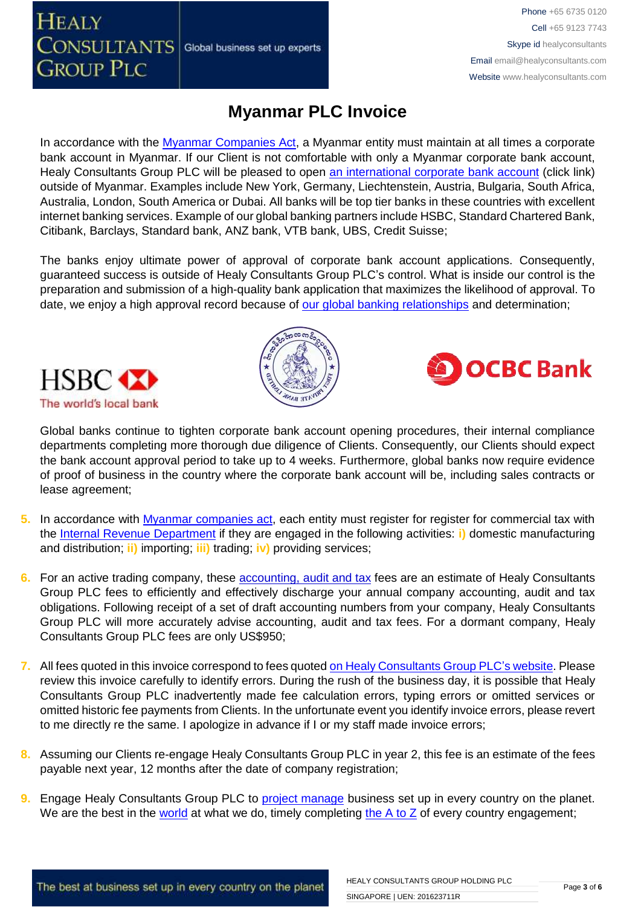# Myanmar PLC Invoice

In accordance with the Myanmar Companies Act, a Myanmar entity must maintain at all times a corporate bank account in Myanmar. If our Client is not comfortable with only a Myanmar corporate bank account, Healy Consultants Group PLC will be pleased to open an international corporate bank account (click link) outside of Myanmar. Examples include New York, Germany, Liechtenstein, Austria, Bulgaria, South Africa, Australia, London, South America or Dubai. All banks will be top tier banks in these countries with excellent internet banking services. Example of our global banking partners include HSBC, Standard Chartered Bank, Citibank, Barclays, Standard bank, ANZ bank, VTB bank, UBS, Credit Suisse;

The banks enjoy ultimate power of approval of corporate bank account applications. Consequently, guaranteed success is outside of Healy Consultants Group PLC's control. What is inside our control is the preparation and submission of a high-quality bank application that maximizes the likelihood of approval. To date, we enjoy a high approval record because of our global banking relationships and determination;

Global banks continue to tighten corporate bank account opening procedures, their internal compliance departments completing more thorough due diligence of Clients. Consequently, our Clients should expect the bank account approval period to take up to 4 weeks. Furthermore, global banks now require evidence of proof of business in the country where the corporate bank account will be, including sales contracts or lease agreement;

5. In accordance with Myanmar companies act, each entity must register for register for commercial tax with the Internal Revenue Department if they are engaged in the following activities: **i)** domestic manufacturing and distribution; **ii)** importing; **iii)** trading; **iv)** providing services;

6. For an active trading company, these accounting, audit and tax fees are an estimate of Healy Consultants Group PLC fees to efficiently and effectively discharge your annual company accounting, audit and tax obligations. Following receipt of a set of draft accounting numbers from your company, Healy Consultants Group PLC will more accurately advise accounting, audit and tax fees. For a dormant company, Healy Consultants Group PLC fees are only US$950;

7. All fees quoted in this invoice correspond to fees quoted on Healy Consultants Group PLC's website. Please review this invoice carefully to identify errors. During the rush of the business day, it is possible that Healy Consultants Group PLC inadvertently made fee calculation errors, typing errors or omitted services or omitted historic fee payments from Clients. In the unfortunate event you identify invoice errors, please revert to me directly re the same. I apologize in advance if I or my staff made invoice errors;

8. Assuming our Clients re-engage Healy Consultants Group PLC in year 2, this fee is an estimate of the fees payable next year, 12 months after the date of company registration;

9. Engage Healy Consultants Group PLC to project manage business set up in every country on the planet. We are the best in the world at what we do, timely completing the A to Z of every country engagement;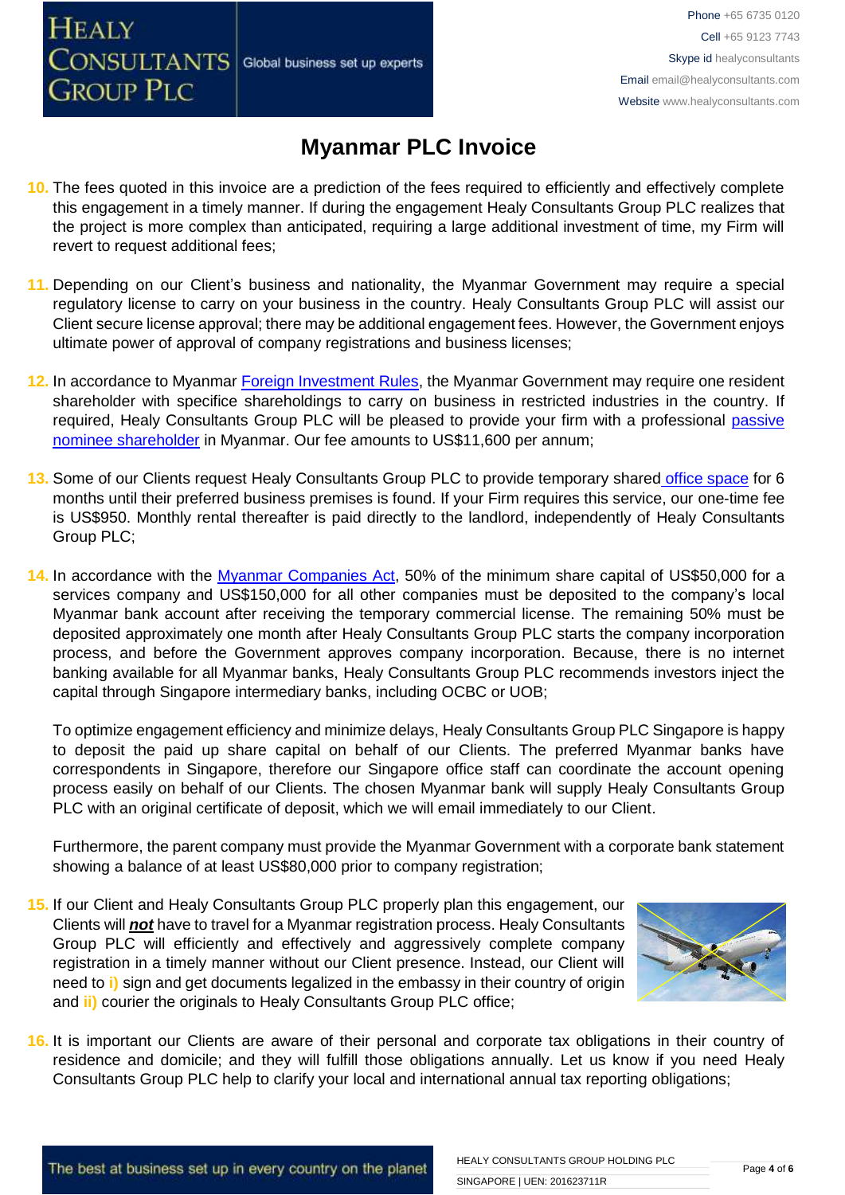# Myanmar PLC Invoice

10. The fees quoted in this invoice are a prediction of the fees required to efficiently and effectively complete this engagement in a timely manner. If during the engagement Healy Consultants Group PLC realizes that the project is more complex than anticipated, requiring a large additional investment of time, my Firm will revert to request additional fees;

11. Depending on our Client's business and nationality, the Myanmar Government may require a special regulatory license to carry on your business in the country. Healy Consultants Group PLC will assist our Client secure license approval; there may be additional engagement fees. However, the Government enjoys ultimate power of approval of company registrations and business licenses;

12. In accordance to Myanmar Foreign Investment Rules, the Myanmar Government may require one resident shareholder with specifice shareholdings to carry on business in restricted industries in the country. If required, Healy Consultants Group PLC will be pleased to provide your firm with a professional passive nominee shareholder in Myanmar. Our fee amounts to US$11,600 per annum;

13. Some of our Clients request Healy Consultants Group PLC to provide temporary shared office space for 6 months until their preferred business premises is found. If your Firm requires this service, our one-time fee is US$950. Monthly rental thereafter is paid directly to the landlord, independently of Healy Consultants Group PLC;

14. In accordance with the Myanmar Companies Act, 50% of the minimum share capital of US$50,000 for a services company and US$150,000 for all other companies must be deposited to the company's local Myanmar bank account after receiving the temporary commercial license. The remaining 50% must be deposited approximately one month after Healy Consultants Group PLC starts the company incorporation process, and before the Government approves company incorporation. Because, there is no internet banking available for all Myanmar banks, Healy Consultants Group PLC recommends investors inject the capital through Singapore intermediary banks, including OCBC or UOB;

    To optimize engagement efficiency and minimize delays, Healy Consultants Group PLC Singapore is happy to deposit the paid up share capital on behalf of our Clients. The preferred Myanmar banks have correspondents in Singapore, therefore our Singapore office staff can coordinate the account opening process easily on behalf of our Clients. The chosen Myanmar bank will supply Healy Consultants Group PLC with an original certificate of deposit, which we will email immediately to our Client.

    Furthermore, the parent company must provide the Myanmar Government with a corporate bank statement showing a balance of at least US$80,000 prior to company registration;

15. If our Client and Healy Consultants Group PLC properly plan this engagement, our Clients will ***not*** have to travel for a Myanmar registration process. Healy Consultants Group PLC will efficiently and effectively and aggressively complete company registration in a timely manner without our Client presence. Instead, our Client will need to **i)** sign and get documents legalized in the embassy in their country of origin and **ii)** courier the originals to Healy Consultants Group PLC office;

16. It is important our Clients are aware of their personal and corporate tax obligations in their country of residence and domicile; and they will fulfill those obligations annually. Let us know if you need Healy Consultants Group PLC help to clarify your local and international annual tax reporting obligations;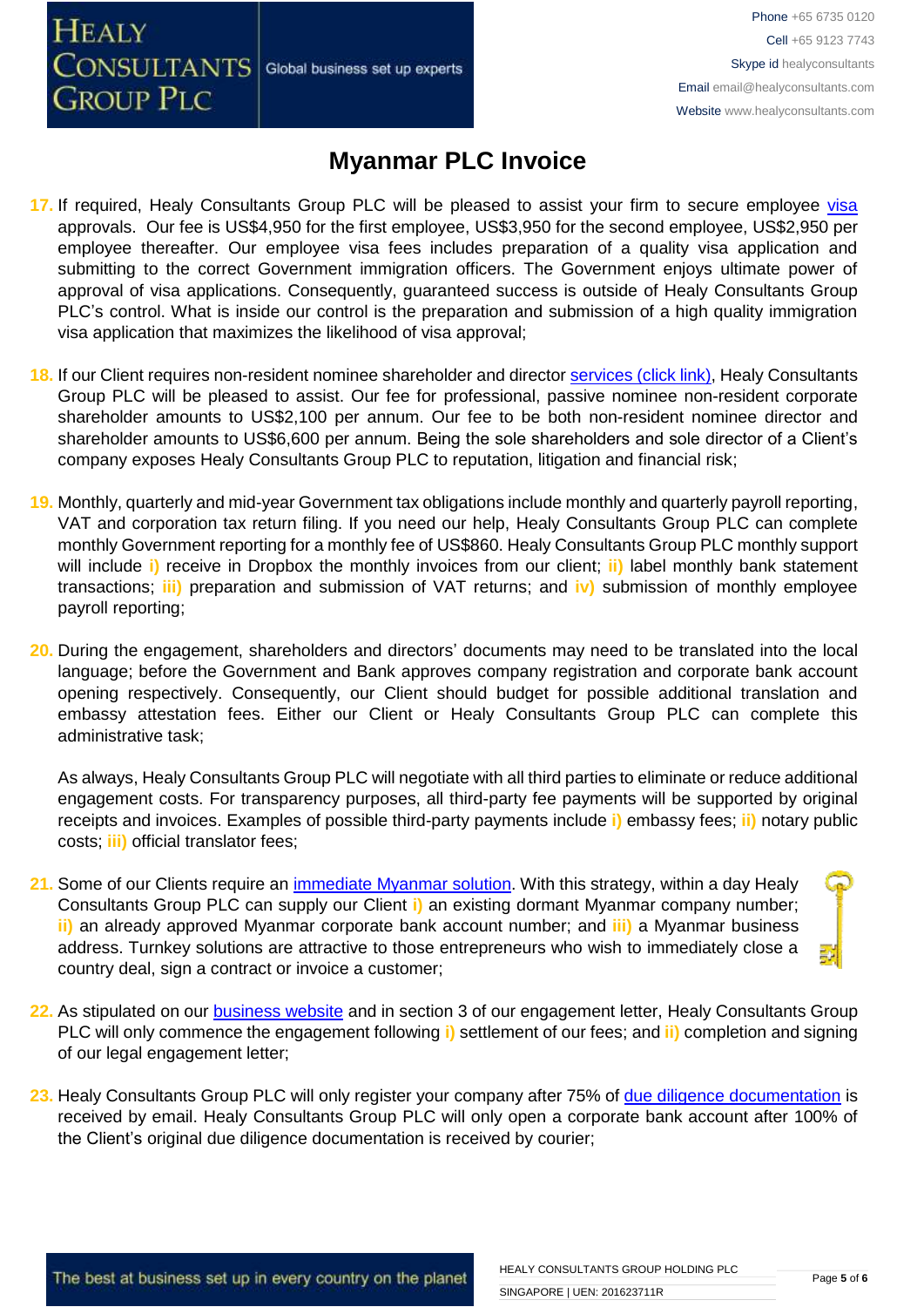# Myanmar PLC Invoice

17. If required, Healy Consultants Group PLC will be pleased to assist your firm to secure employee visa approvals. Our fee is US$4,950 for the first employee, US$3,950 for the second employee, US$2,950 per employee thereafter. Our employee visa fees includes preparation of a quality visa application and submitting to the correct Government immigration officers. The Government enjoys ultimate power of approval of visa applications. Consequently, guaranteed success is outside of Healy Consultants Group PLC's control. What is inside our control is the preparation and submission of a high quality immigration visa application that maximizes the likelihood of visa approval;

18. If our Client requires non-resident nominee shareholder and director services (click link), Healy Consultants Group PLC will be pleased to assist. Our fee for professional, passive nominee non-resident corporate shareholder amounts to US$2,100 per annum. Our fee to be both non-resident nominee director and shareholder amounts to US$6,600 per annum. Being the sole shareholders and sole director of a Client's company exposes Healy Consultants Group PLC to reputation, litigation and financial risk;

19. Monthly, quarterly and mid-year Government tax obligations include monthly and quarterly payroll reporting, VAT and corporation tax return filing. If you need our help, Healy Consultants Group PLC can complete monthly Government reporting for a monthly fee of US$860. Healy Consultants Group PLC monthly support will include i) receive in Dropbox the monthly invoices from our client; ii) label monthly bank statement transactions; iii) preparation and submission of VAT returns; and iv) submission of monthly employee payroll reporting;

20. During the engagement, shareholders and directors' documents may need to be translated into the local language; before the Government and Bank approves company registration and corporate bank account opening respectively. Consequently, our Client should budget for possible additional translation and embassy attestation fees. Either our Client or Healy Consultants Group PLC can complete this administrative task;

    As always, Healy Consultants Group PLC will negotiate with all third parties to eliminate or reduce additional engagement costs. For transparency purposes, all third-party fee payments will be supported by original receipts and invoices. Examples of possible third-party payments include i) embassy fees; ii) notary public costs; iii) official translator fees;

21. Some of our Clients require an immediate Myanmar solution. With this strategy, within a day Healy Consultants Group PLC can supply our Client i) an existing dormant Myanmar company number; ii) an already approved Myanmar corporate bank account number; and iii) a Myanmar business address. Turnkey solutions are attractive to those entrepreneurs who wish to immediately close a country deal, sign a contract or invoice a customer;

22. As stipulated on our business website and in section 3 of our engagement letter, Healy Consultants Group PLC will only commence the engagement following i) settlement of our fees; and ii) completion and signing of our legal engagement letter;

23. Healy Consultants Group PLC will only register your company after 75% of due diligence documentation is received by email. Healy Consultants Group PLC will only open a corporate bank account after 100% of the Client's original due diligence documentation is received by courier;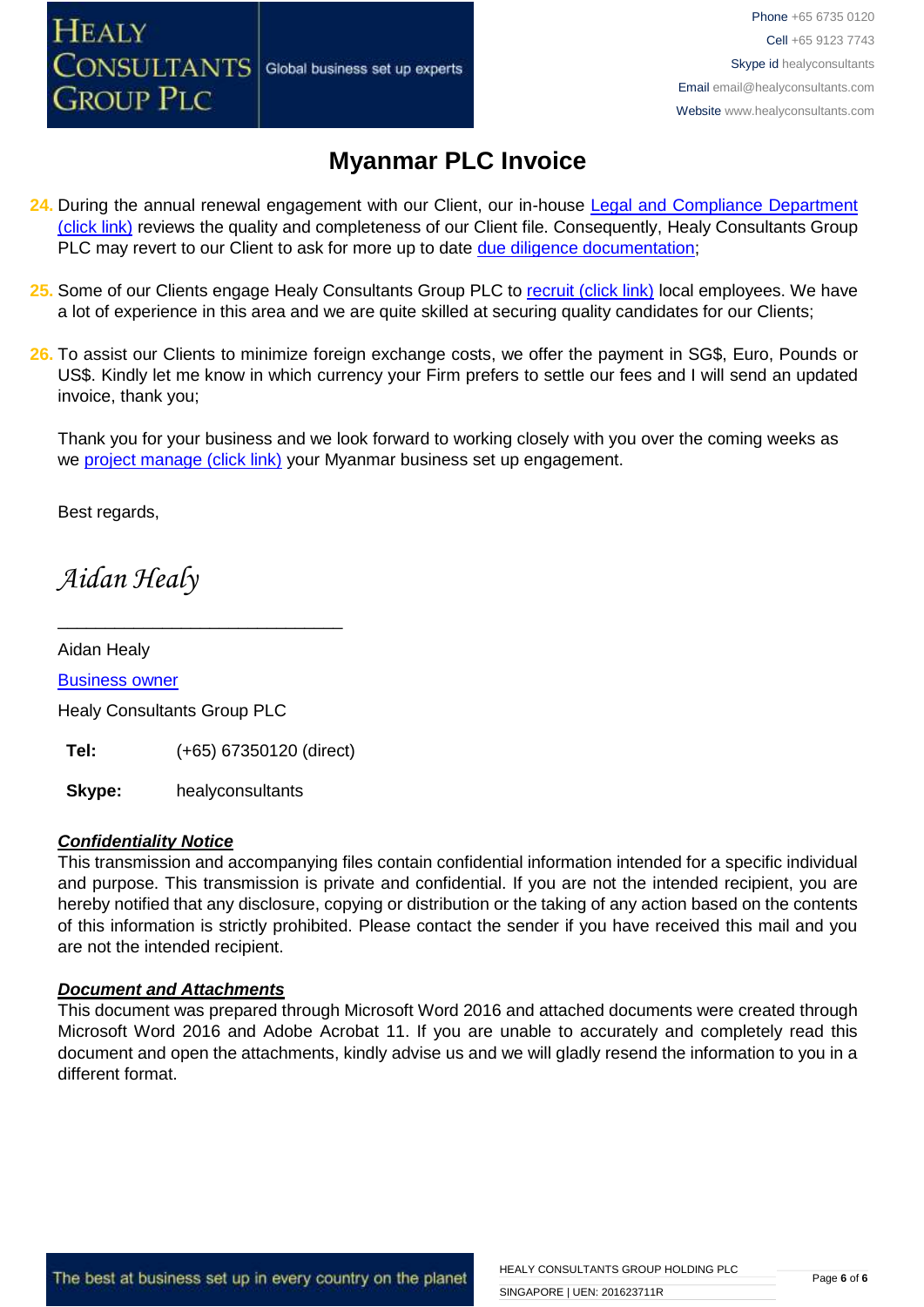# Myanmar PLC Invoice

24. During the annual renewal engagement with our Client, our in-house Legal and Compliance Department (click link) reviews the quality and completeness of our Client file. Consequently, Healy Consultants Group PLC may revert to our Client to ask for more up to date due diligence documentation;

25. Some of our Clients engage Healy Consultants Group PLC to recruit (click link) local employees. We have a lot of experience in this area and we are quite skilled at securing quality candidates for our Clients;

26. To assist our Clients to minimize foreign exchange costs, we offer the payment in SG$, Euro, Pounds or US$. Kindly let me know in which currency your Firm prefers to settle our fees and I will send an updated invoice, thank you;

Thank you for your business and we look forward to working closely with you over the coming weeks as we project manage (click link) your Myanmar business set up engagement.

Best regards,

*Aidan Healy*

______________________________

Aidan Healy

Business owner

Healy Consultants Group PLC

| | |
|---|---|
| **Tel:** | (+65) 67350120 (direct) |
| **Skype:** | healyconsultants |

***Confidentiality Notice***

This transmission and accompanying files contain confidential information intended for a specific individual and purpose. This transmission is private and confidential. If you are not the intended recipient, you are hereby notified that any disclosure, copying or distribution or the taking of any action based on the contents of this information is strictly prohibited. Please contact the sender if you have received this mail and you are not the intended recipient.

***Document and Attachments***

This document was prepared through Microsoft Word 2016 and attached documents were created through Microsoft Word 2016 and Adobe Acrobat 11. If you are unable to accurately and completely read this document and open the attachments, kindly advise us and we will gladly resend the information to you in a different format.